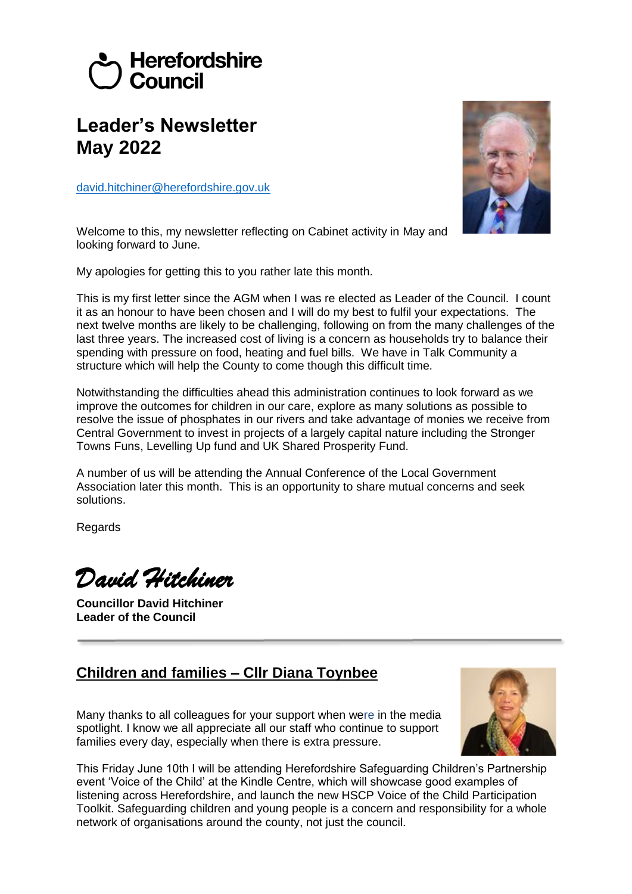Herefordshire Council

# Leader's Newsletter
# May 2022

david.hitchiner@herefordshire.gov.uk

Welcome to this, my newsletter reflecting on Cabinet activity in May and looking forward to June.

My apologies for getting this to you rather late this month.

This is my first letter since the AGM when I was re elected as Leader of the Council. I count it as an honour to have been chosen and I will do my best to fulfil your expectations. The next twelve months are likely to be challenging, following on from the many challenges of the last three years. The increased cost of living is a concern as households try to balance their spending with pressure on food, heating and fuel bills. We have in Talk Community a structure which will help the County to come though this difficult time.

Notwithstanding the difficulties ahead this administration continues to look forward as we improve the outcomes for children in our care, explore as many solutions as possible to resolve the issue of phosphates in our rivers and take advantage of monies we receive from Central Government to invest in projects of a largely capital nature including the Stronger Towns Funs, Levelling Up fund and UK Shared Prosperity Fund.

A number of us will be attending the Annual Conference of the Local Government Association later this month. This is an opportunity to share mutual concerns and seek solutions.

Regards

*David Hitchiner*

**Councillor David Hitchiner**
**Leader of the Council**

---

## Children and families – Cllr Diana Toynbee

Many thanks to all colleagues for your support when were in the media spotlight. I know we all appreciate all our staff who continue to support families every day, especially when there is extra pressure.

This Friday June 10th I will be attending Herefordshire Safeguarding Children's Partnership event 'Voice of the Child' at the Kindle Centre, which will showcase good examples of listening across Herefordshire, and launch the new HSCP Voice of the Child Participation Toolkit. Safeguarding children and young people is a concern and responsibility for a whole network of organisations around the county, not just the council.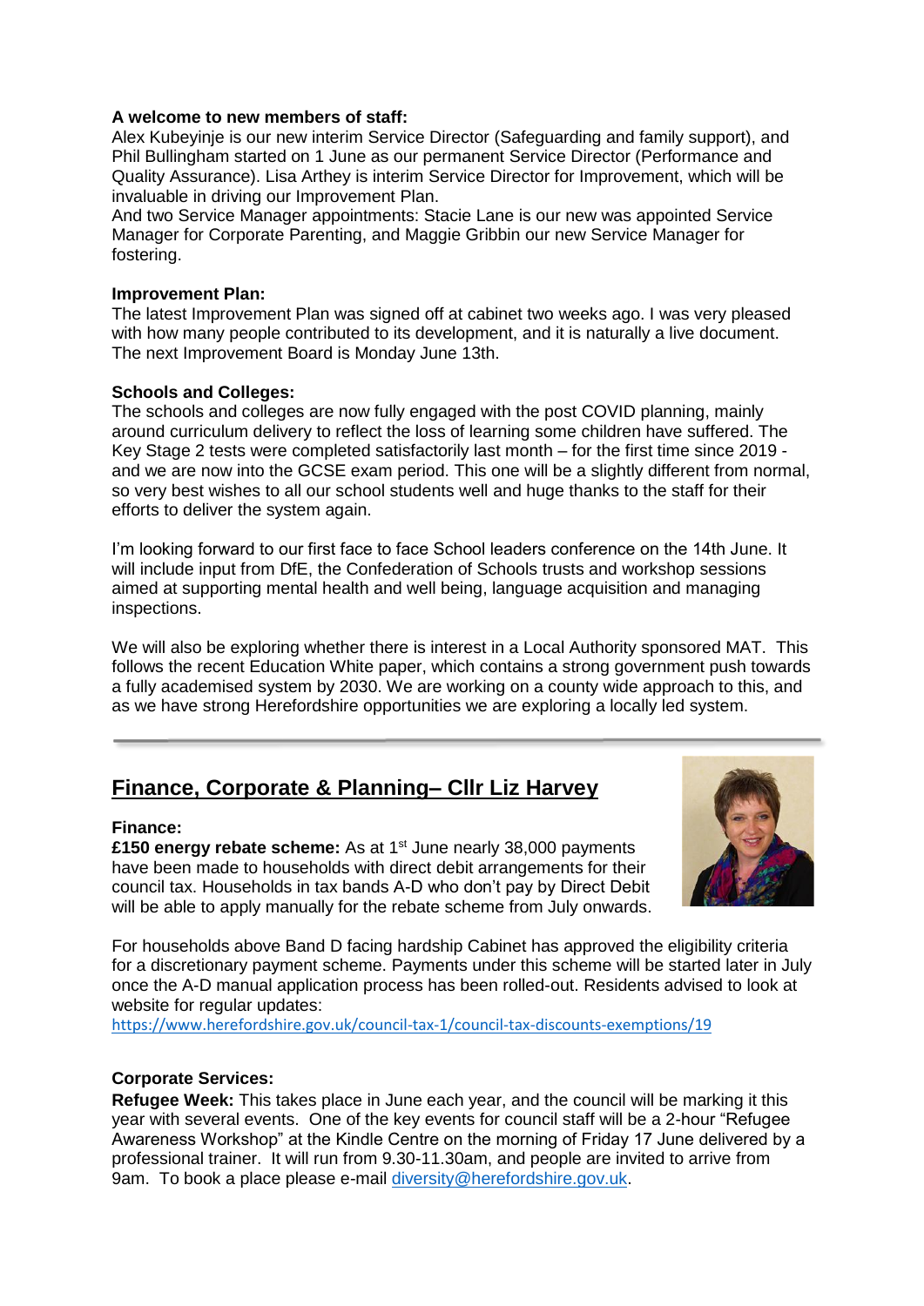**A welcome to new members of staff:**
Alex Kubeyinje is our new interim Service Director (Safeguarding and family support), and Phil Bullingham started on 1 June as our permanent Service Director (Performance and Quality Assurance). Lisa Arthey is interim Service Director for Improvement, which will be invaluable in driving our Improvement Plan.
And two Service Manager appointments: Stacie Lane is our new was appointed Service Manager for Corporate Parenting, and Maggie Gribbin our new Service Manager for fostering.

**Improvement Plan:**
The latest Improvement Plan was signed off at cabinet two weeks ago. I was very pleased with how many people contributed to its development, and it is naturally a live document. The next Improvement Board is Monday June 13th.

**Schools and Colleges:**
The schools and colleges are now fully engaged with the post COVID planning, mainly around curriculum delivery to reflect the loss of learning some children have suffered. The Key Stage 2 tests were completed satisfactorily last month – for the first time since 2019 - and we are now into the GCSE exam period. This one will be a slightly different from normal, so very best wishes to all our school students well and huge thanks to the staff for their efforts to deliver the system again.

I'm looking forward to our first face to face School leaders conference on the 14th June. It will include input from DfE, the Confederation of Schools trusts and workshop sessions aimed at supporting mental health and well being, language acquisition and managing inspections.

We will also be exploring whether there is interest in a Local Authority sponsored MAT. This follows the recent Education White paper, which contains a strong government push towards a fully academised system by 2030. We are working on a county wide approach to this, and as we have strong Herefordshire opportunities we are exploring a locally led system.

---

## Finance, Corporate & Planning– Cllr Liz Harvey

**Finance:**
**£150 energy rebate scheme:** As at 1st June nearly 38,000 payments have been made to households with direct debit arrangements for their council tax. Households in tax bands A-D who don't pay by Direct Debit will be able to apply manually for the rebate scheme from July onwards.

For households above Band D facing hardship Cabinet has approved the eligibility criteria for a discretionary payment scheme. Payments under this scheme will be started later in July once the A-D manual application process has been rolled-out. Residents advised to look at website for regular updates:
https://www.herefordshire.gov.uk/council-tax-1/council-tax-discounts-exemptions/19

**Corporate Services:**
**Refugee Week:** This takes place in June each year, and the council will be marking it this year with several events. One of the key events for council staff will be a 2-hour "Refugee Awareness Workshop" at the Kindle Centre on the morning of Friday 17 June delivered by a professional trainer. It will run from 9.30-11.30am, and people are invited to arrive from 9am. To book a place please e-mail diversity@herefordshire.gov.uk.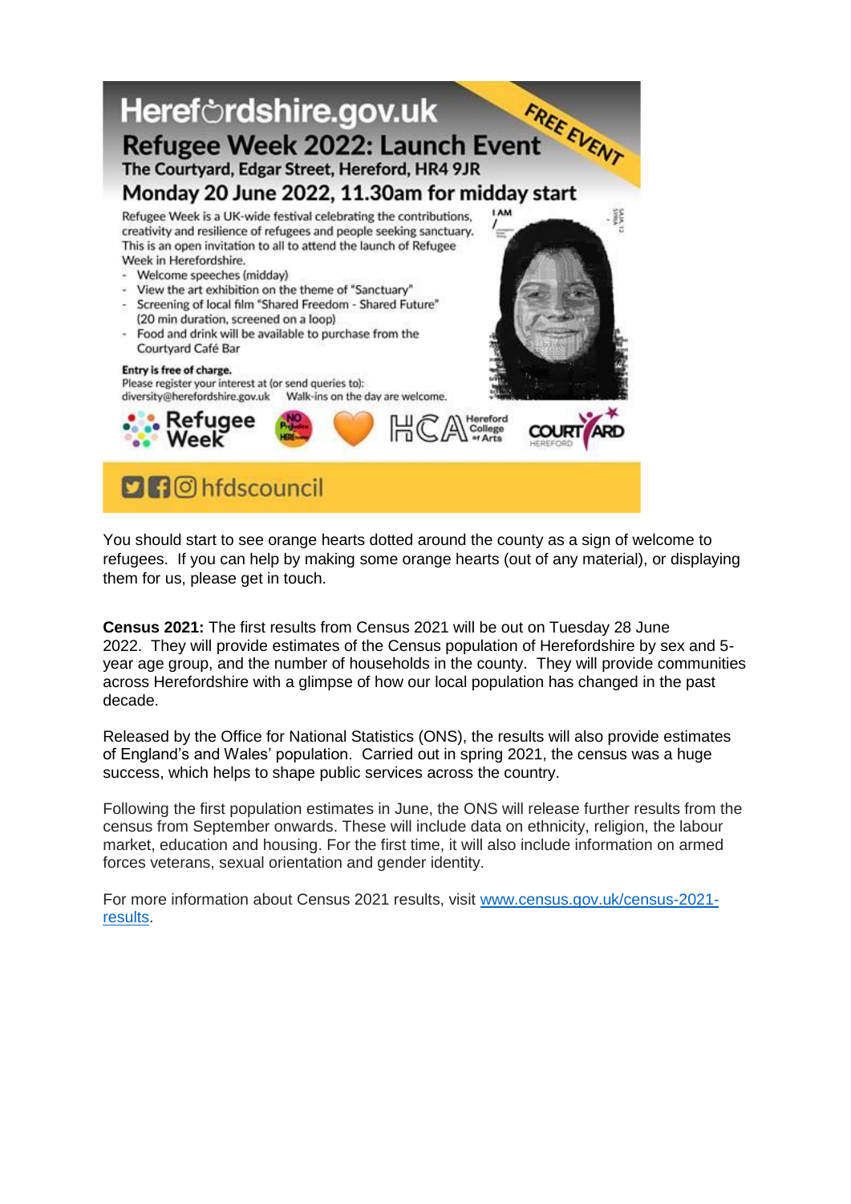# Herefordshire.gov.uk

## Refugee Week 2022: Launch Event

FREE EVENT

**The Courtyard, Edgar Street, Hereford, HR4 9JR**

**Monday 20 June 2022, 11.30am for midday start**

Refugee Week is a UK-wide festival celebrating the contributions, creativity and resilience of refugees and people seeking sanctuary. This is an open invitation to all to attend the launch of Refugee Week in Herefordshire.

- Welcome speeches (midday)
- View the art exhibition on the theme of "Sanctuary"
- Screening of local film "Shared Freedom - Shared Future" (20 min duration, screened on a loop)
- Food and drink will be available to purchase from the Courtyard Café Bar

**Entry is free of charge.**
Please register your interest at (or send queries to): diversity@herefordshire.gov.uk Walk-ins on the day are welcome.

Refugee Week | HCA Hereford College of Arts | COURTYARD HEREFORD

hfdscouncil

You should start to see orange hearts dotted around the county as a sign of welcome to refugees. If you can help by making some orange hearts (out of any material), or displaying them for us, please get in touch.

**Census 2021:** The first results from Census 2021 will be out on Tuesday 28 June 2022. They will provide estimates of the Census population of Herefordshire by sex and 5-year age group, and the number of households in the county. They will provide communities across Herefordshire with a glimpse of how our local population has changed in the past decade.

Released by the Office for National Statistics (ONS), the results will also provide estimates of England's and Wales' population. Carried out in spring 2021, the census was a huge success, which helps to shape public services across the country.

Following the first population estimates in June, the ONS will release further results from the census from September onwards. These will include data on ethnicity, religion, the labour market, education and housing. For the first time, it will also include information on armed forces veterans, sexual orientation and gender identity.

For more information about Census 2021 results, visit [www.census.gov.uk/census-2021-results](www.census.gov.uk/census-2021-results).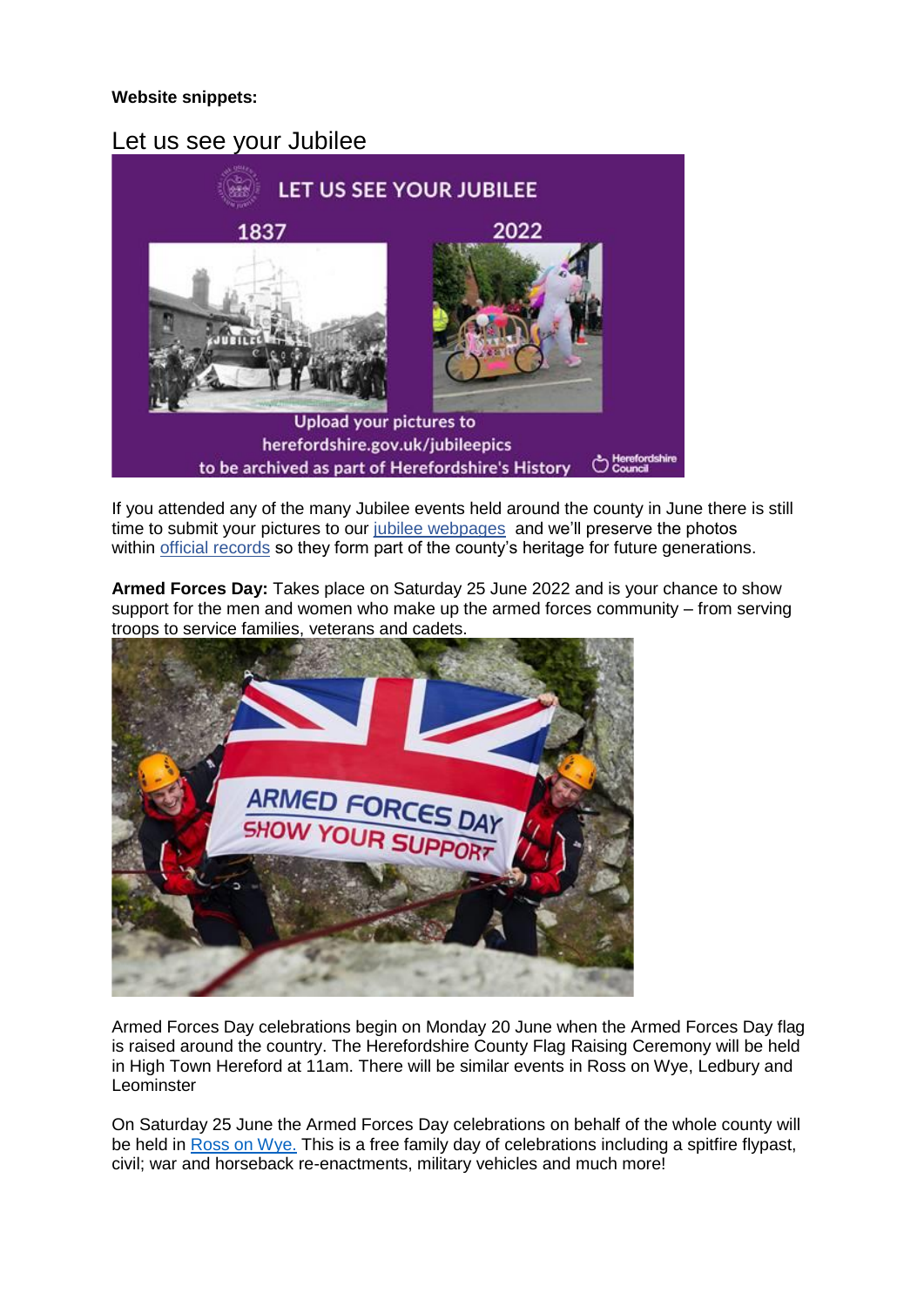**Website snippets:**

## Let us see your Jubilee

If you attended any of the many Jubilee events held around the county in June there is still time to submit your pictures to our jubilee webpages and we'll preserve the photos within official records so they form part of the county's heritage for future generations.

**Armed Forces Day:** Takes place on Saturday 25 June 2022 and is your chance to show support for the men and women who make up the armed forces community – from serving troops to service families, veterans and cadets.

Armed Forces Day celebrations begin on Monday 20 June when the Armed Forces Day flag is raised around the country. The Herefordshire County Flag Raising Ceremony will be held in High Town Hereford at 11am. There will be similar events in Ross on Wye, Ledbury and Leominster

On Saturday 25 June the Armed Forces Day celebrations on behalf of the whole county will be held in Ross on Wye. This is a free family day of celebrations including a spitfire flypast, civil; war and horseback re-enactments, military vehicles and much more!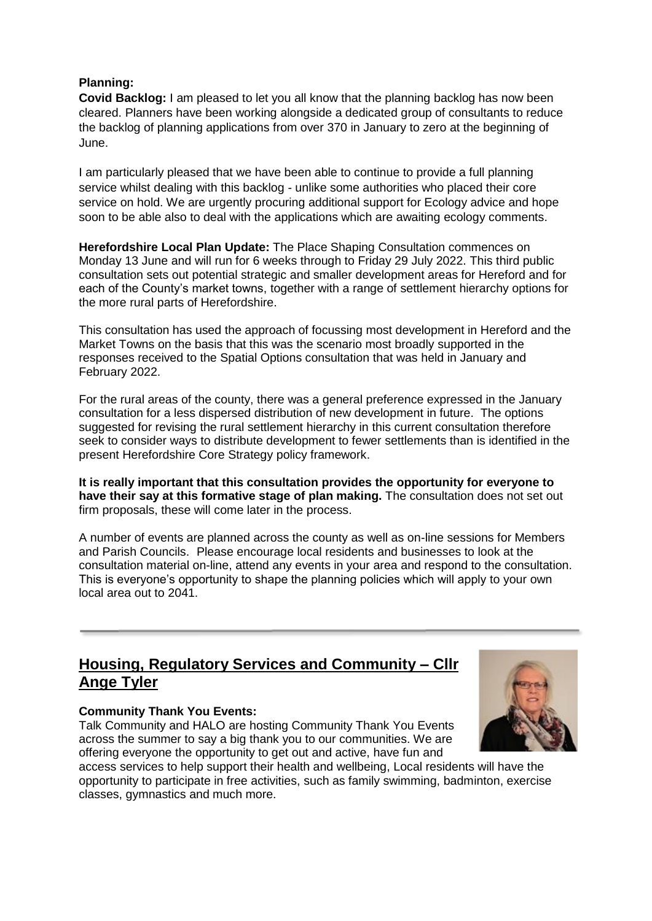**Planning:**

**Covid Backlog:** I am pleased to let you all know that the planning backlog has now been cleared. Planners have been working alongside a dedicated group of consultants to reduce the backlog of planning applications from over 370 in January to zero at the beginning of June.

I am particularly pleased that we have been able to continue to provide a full planning service whilst dealing with this backlog - unlike some authorities who placed their core service on hold. We are urgently procuring additional support for Ecology advice and hope soon to be able also to deal with the applications which are awaiting ecology comments.

**Herefordshire Local Plan Update:** The Place Shaping Consultation commences on Monday 13 June and will run for 6 weeks through to Friday 29 July 2022. This third public consultation sets out potential strategic and smaller development areas for Hereford and for each of the County's market towns, together with a range of settlement hierarchy options for the more rural parts of Herefordshire.

This consultation has used the approach of focussing most development in Hereford and the Market Towns on the basis that this was the scenario most broadly supported in the responses received to the Spatial Options consultation that was held in January and February 2022.

For the rural areas of the county, there was a general preference expressed in the January consultation for a less dispersed distribution of new development in future. The options suggested for revising the rural settlement hierarchy in this current consultation therefore seek to consider ways to distribute development to fewer settlements than is identified in the present Herefordshire Core Strategy policy framework.

**It is really important that this consultation provides the opportunity for everyone to have their say at this formative stage of plan making.** The consultation does not set out firm proposals, these will come later in the process.

A number of events are planned across the county as well as on-line sessions for Members and Parish Councils. Please encourage local residents and businesses to look at the consultation material on-line, attend any events in your area and respond to the consultation. This is everyone's opportunity to shape the planning policies which will apply to your own local area out to 2041.

---

## Housing, Regulatory Services and Community – Cllr Ange Tyler

**Community Thank You Events:**

Talk Community and HALO are hosting Community Thank You Events across the summer to say a big thank you to our communities. We are offering everyone the opportunity to get out and active, have fun and access services to help support their health and wellbeing, Local residents will have the opportunity to participate in free activities, such as family swimming, badminton, exercise classes, gymnastics and much more.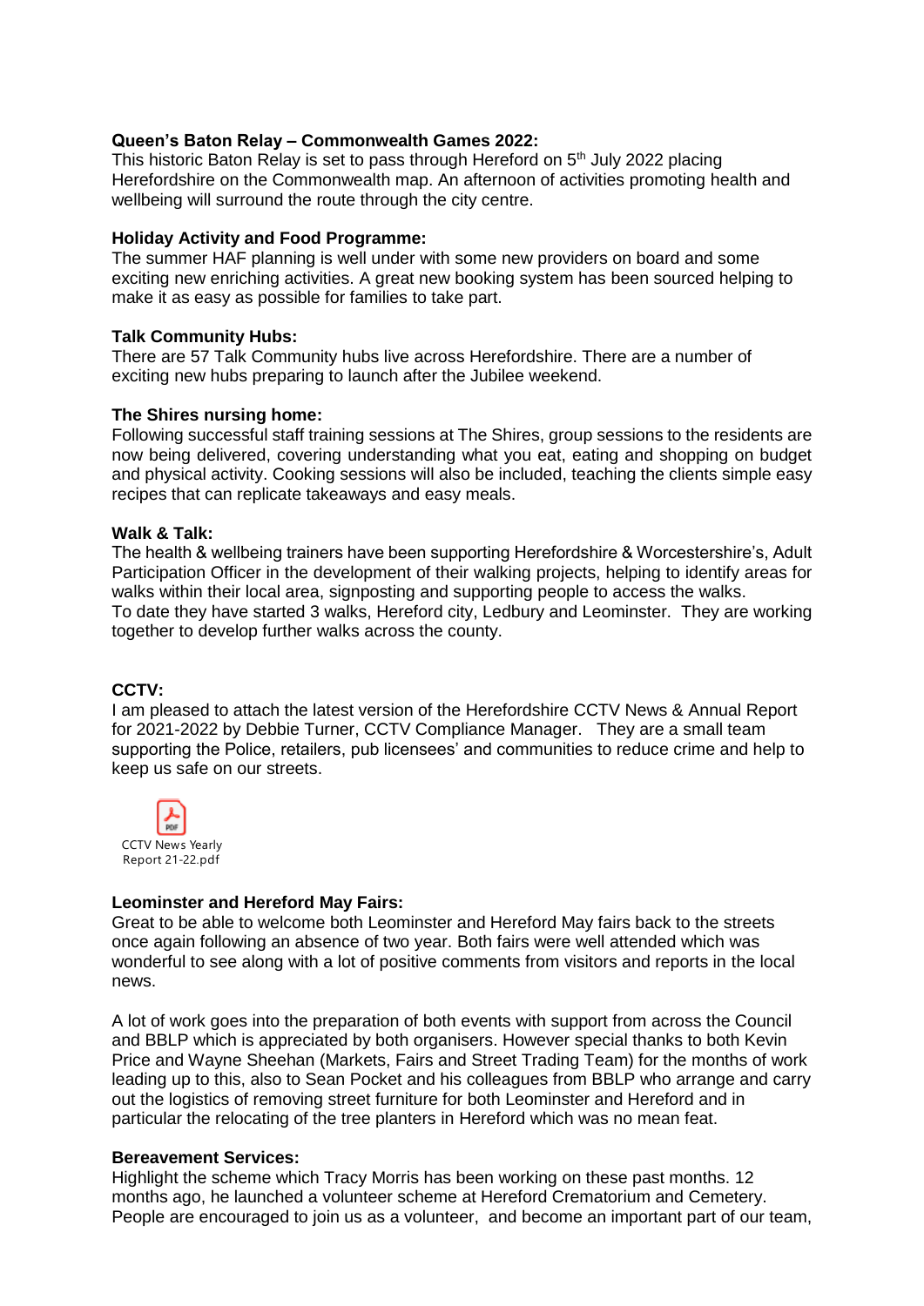**Queen's Baton Relay – Commonwealth Games 2022:**
This historic Baton Relay is set to pass through Hereford on 5th July 2022 placing Herefordshire on the Commonwealth map. An afternoon of activities promoting health and wellbeing will surround the route through the city centre.

**Holiday Activity and Food Programme:**
The summer HAF planning is well under with some new providers on board and some exciting new enriching activities. A great new booking system has been sourced helping to make it as easy as possible for families to take part.

**Talk Community Hubs:**
There are 57 Talk Community hubs live across Herefordshire. There are a number of exciting new hubs preparing to launch after the Jubilee weekend.

**The Shires nursing home:**
Following successful staff training sessions at The Shires, group sessions to the residents are now being delivered, covering understanding what you eat, eating and shopping on budget and physical activity. Cooking sessions will also be included, teaching the clients simple easy recipes that can replicate takeaways and easy meals.

**Walk & Talk:**
The health & wellbeing trainers have been supporting Herefordshire & Worcestershire's, Adult Participation Officer in the development of their walking projects, helping to identify areas for walks within their local area, signposting and supporting people to access the walks.
To date they have started 3 walks, Hereford city, Ledbury and Leominster. They are working together to develop further walks across the county.

**CCTV:**
I am pleased to attach the latest version of the Herefordshire CCTV News & Annual Report for 2021-2022 by Debbie Turner, CCTV Compliance Manager. They are a small team supporting the Police, retailers, pub licensees' and communities to reduce crime and help to keep us safe on our streets.

CCTV News Yearly Report 21-22.pdf

**Leominster and Hereford May Fairs:**
Great to be able to welcome both Leominster and Hereford May fairs back to the streets once again following an absence of two year. Both fairs were well attended which was wonderful to see along with a lot of positive comments from visitors and reports in the local news.

A lot of work goes into the preparation of both events with support from across the Council and BBLP which is appreciated by both organisers. However special thanks to both Kevin Price and Wayne Sheehan (Markets, Fairs and Street Trading Team) for the months of work leading up to this, also to Sean Pocket and his colleagues from BBLP who arrange and carry out the logistics of removing street furniture for both Leominster and Hereford and in particular the relocating of the tree planters in Hereford which was no mean feat.

**Bereavement Services:**
Highlight the scheme which Tracy Morris has been working on these past months. 12 months ago, he launched a volunteer scheme at Hereford Crematorium and Cemetery. People are encouraged to join us as a volunteer, and become an important part of our team,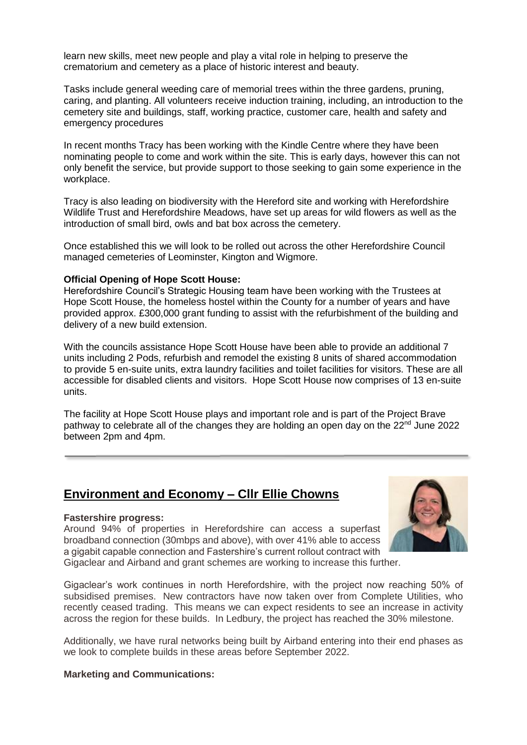learn new skills, meet new people and play a vital role in helping to preserve the crematorium and cemetery as a place of historic interest and beauty.

Tasks include general weeding care of memorial trees within the three gardens, pruning, caring, and planting. All volunteers receive induction training, including, an introduction to the cemetery site and buildings, staff, working practice, customer care, health and safety and emergency procedures

In recent months Tracy has been working with the Kindle Centre where they have been nominating people to come and work within the site. This is early days, however this can not only benefit the service, but provide support to those seeking to gain some experience in the workplace.

Tracy is also leading on biodiversity with the Hereford site and working with Herefordshire Wildlife Trust and Herefordshire Meadows, have set up areas for wild flowers as well as the introduction of small bird, owls and bat box across the cemetery.

Once established this we will look to be rolled out across the other Herefordshire Council managed cemeteries of Leominster, Kington and Wigmore.

**Official Opening of Hope Scott House:**
Herefordshire Council's Strategic Housing team have been working with the Trustees at Hope Scott House, the homeless hostel within the County for a number of years and have provided approx. £300,000 grant funding to assist with the refurbishment of the building and delivery of a new build extension.

With the councils assistance Hope Scott House have been able to provide an additional 7 units including 2 Pods, refurbish and remodel the existing 8 units of shared accommodation to provide 5 en-suite units, extra laundry facilities and toilet facilities for visitors. These are all accessible for disabled clients and visitors. Hope Scott House now comprises of 13 en-suite units.

The facility at Hope Scott House plays and important role and is part of the Project Brave pathway to celebrate all of the changes they are holding an open day on the 22nd June 2022 between 2pm and 4pm.

---

## Environment and Economy – Cllr Ellie Chowns

**Fastershire progress:**
Around 94% of properties in Herefordshire can access a superfast broadband connection (30mbps and above), with over 41% able to access a gigabit capable connection and Fastershire's current rollout contract with Gigaclear and Airband and grant schemes are working to increase this further.

Gigaclear's work continues in north Herefordshire, with the project now reaching 50% of subsidised premises. New contractors have now taken over from Complete Utilities, who recently ceased trading. This means we can expect residents to see an increase in activity across the region for these builds. In Ledbury, the project has reached the 30% milestone.

Additionally, we have rural networks being built by Airband entering into their end phases as we look to complete builds in these areas before September 2022.

**Marketing and Communications:**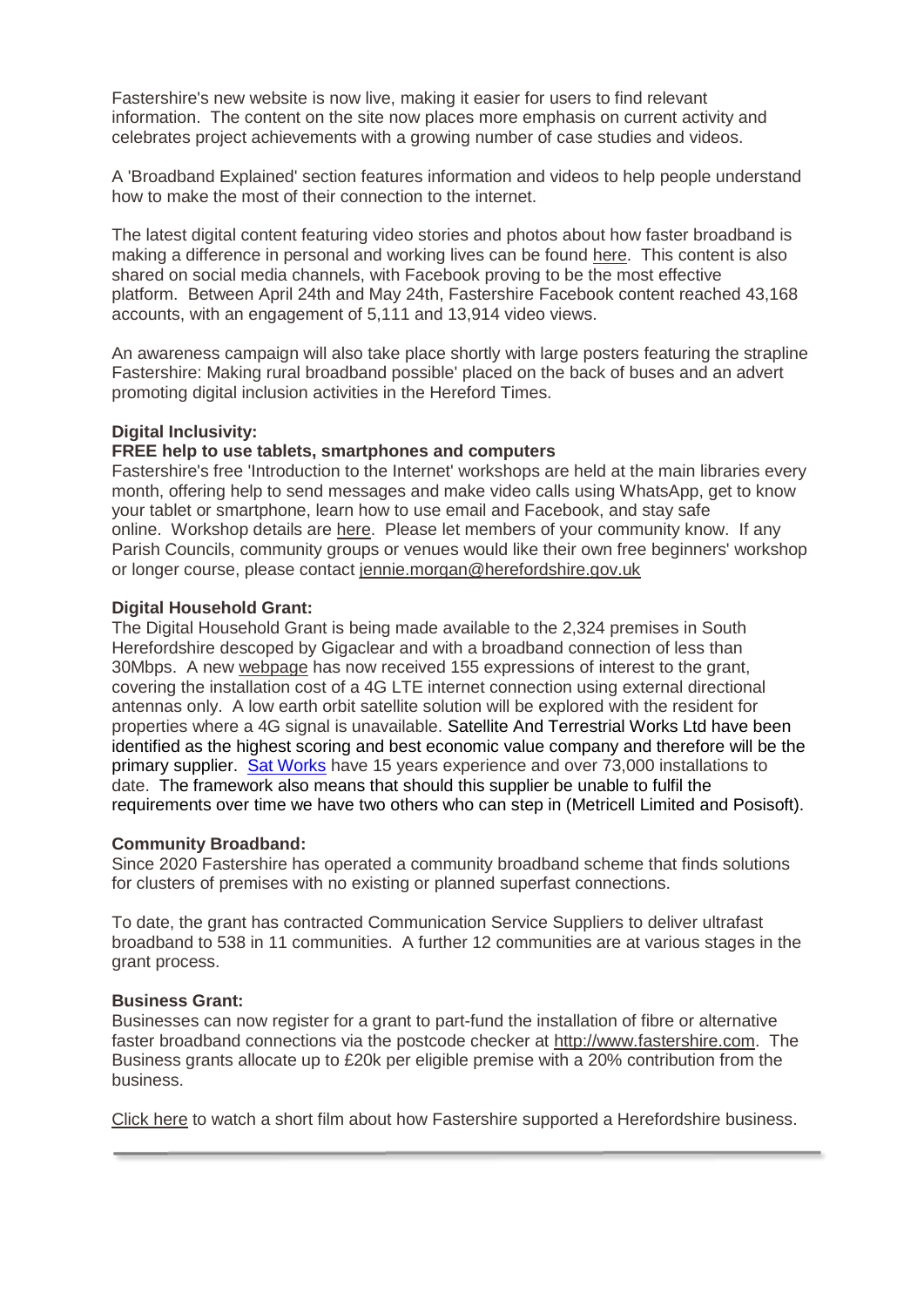Fastershire's new website is now live, making it easier for users to find relevant information. The content on the site now places more emphasis on current activity and celebrates project achievements with a growing number of case studies and videos.

A 'Broadband Explained' section features information and videos to help people understand how to make the most of their connection to the internet.

The latest digital content featuring video stories and photos about how faster broadband is making a difference in personal and working lives can be found here. This content is also shared on social media channels, with Facebook proving to be the most effective platform. Between April 24th and May 24th, Fastershire Facebook content reached 43,168 accounts, with an engagement of 5,111 and 13,914 video views.

An awareness campaign will also take place shortly with large posters featuring the strapline Fastershire: Making rural broadband possible' placed on the back of buses and an advert promoting digital inclusion activities in the Hereford Times.

**Digital Inclusivity:**
**FREE help to use tablets, smartphones and computers**
Fastershire's free 'Introduction to the Internet' workshops are held at the main libraries every month, offering help to send messages and make video calls using WhatsApp, get to know your tablet or smartphone, learn how to use email and Facebook, and stay safe online. Workshop details are here. Please let members of your community know. If any Parish Councils, community groups or venues would like their own free beginners' workshop or longer course, please contact jennie.morgan@herefordshire.gov.uk

**Digital Household Grant:**
The Digital Household Grant is being made available to the 2,324 premises in South Herefordshire descoped by Gigaclear and with a broadband connection of less than 30Mbps. A new webpage has now received 155 expressions of interest to the grant, covering the installation cost of a 4G LTE internet connection using external directional antennas only. A low earth orbit satellite solution will be explored with the resident for properties where a 4G signal is unavailable. Satellite And Terrestrial Works Ltd have been identified as the highest scoring and best economic value company and therefore will be the primary supplier. Sat Works have 15 years experience and over 73,000 installations to date. The framework also means that should this supplier be unable to fulfil the requirements over time we have two others who can step in (Metricell Limited and Posisoft).

**Community Broadband:**
Since 2020 Fastershire has operated a community broadband scheme that finds solutions for clusters of premises with no existing or planned superfast connections.

To date, the grant has contracted Communication Service Suppliers to deliver ultrafast broadband to 538 in 11 communities. A further 12 communities are at various stages in the grant process.

**Business Grant:**
Businesses can now register for a grant to part-fund the installation of fibre or alternative faster broadband connections via the postcode checker at http://www.fastershire.com. The Business grants allocate up to £20k per eligible premise with a 20% contribution from the business.

Click here to watch a short film about how Fastershire supported a Herefordshire business.